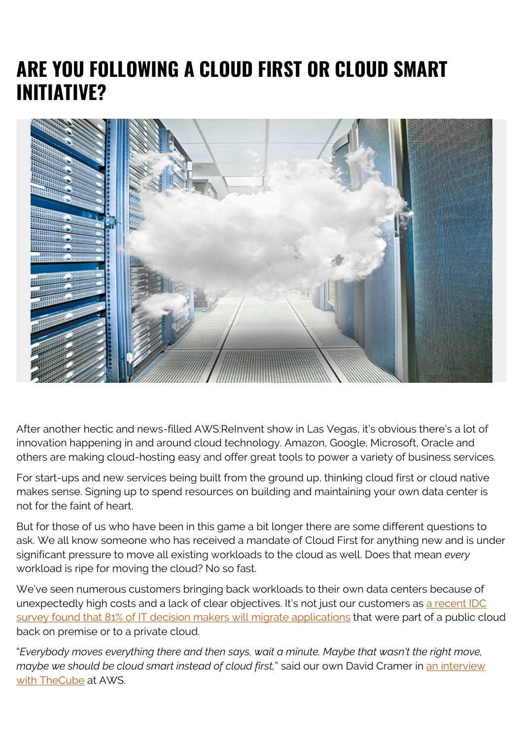# ARE YOU FOLLOWING A CLOUD FIRST OR CLOUD SMART INITIATIVE?

After another hectic and news-filled AWS:ReInvent show in Las Vegas, it's obvious there's a lot of innovation happening in and around cloud technology. Amazon, Google, Microsoft, Oracle and others are making cloud-hosting easy and offer great tools to power a variety of business services.

For start-ups and new services being built from the ground up, thinking cloud first or cloud native makes sense. Signing up to spend resources on building and maintaining your own data center is not for the faint of heart.

But for those of us who have been in this game a bit longer there are some different questions to ask. We all know someone who has received a mandate of Cloud First for anything new and is under significant pressure to move all existing workloads to the cloud as well. Does that mean *every* workload is ripe for moving the cloud? No so fast.

We've seen numerous customers bringing back workloads to their own data centers because of unexpectedly high costs and a lack of clear objectives. It's not just our customers as a recent IDC survey found that 81% of IT decision makers will migrate applications that were part of a public cloud back on premise or to a private cloud.

"*Everybody moves everything there and then says, wait a minute. Maybe that wasn't the right move, maybe we should be cloud smart instead of cloud first,*" said our own David Cramer in an interview with TheCube at AWS.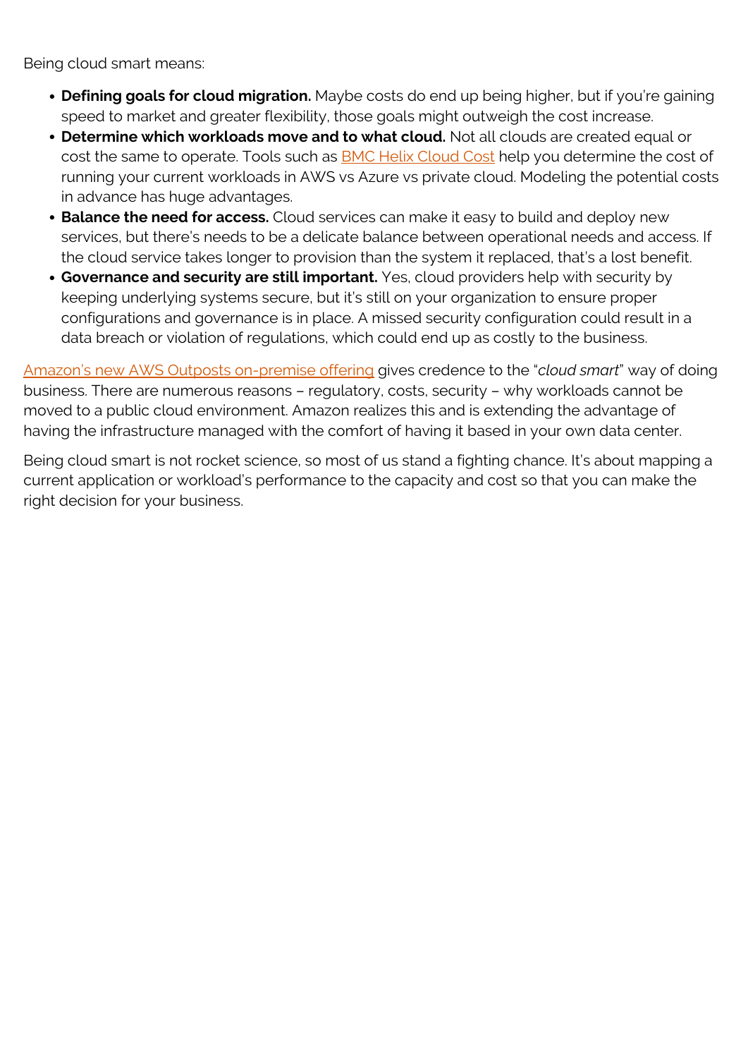Being cloud smart means:

- **Defining goals for cloud migration.** Maybe costs do end up being higher, but if you're gaining speed to market and greater flexibility, those goals might outweigh the cost increase.
- **Determine which workloads move and to what cloud.** Not all clouds are created equal or cost the same to operate. Tools such as BMC Helix Cloud Cost help you determine the cost of running your current workloads in AWS vs Azure vs private cloud. Modeling the potential costs in advance has huge advantages.
- **Balance the need for access.** Cloud services can make it easy to build and deploy new services, but there's needs to be a delicate balance between operational needs and access. If the cloud service takes longer to provision than the system it replaced, that's a lost benefit.
- **Governance and security are still important.** Yes, cloud providers help with security by keeping underlying systems secure, but it's still on your organization to ensure proper configurations and governance is in place. A missed security configuration could result in a data breach or violation of regulations, which could end up as costly to the business.

Amazon's new AWS Outposts on-premise offering gives credence to the "*cloud smart*" way of doing business. There are numerous reasons – regulatory, costs, security – why workloads cannot be moved to a public cloud environment. Amazon realizes this and is extending the advantage of having the infrastructure managed with the comfort of having it based in your own data center.

Being cloud smart is not rocket science, so most of us stand a fighting chance. It's about mapping a current application or workload's performance to the capacity and cost so that you can make the right decision for your business.